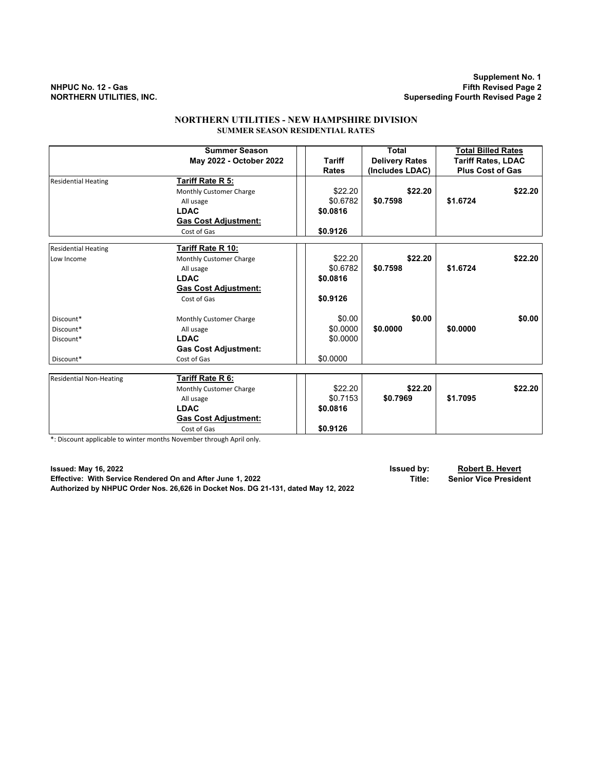NHPUC No. 12 - Gas
NORTHERN UTILITIES, INC.

Supplement No. 1
Fifth Revised Page 2
Superseding Fourth Revised Page 2

# NORTHERN UTILITIES - NEW HAMPSHIRE DIVISION
## SUMMER SEASON RESIDENTIAL RATES

| | Summer Season May 2022 - October 2022 | Tariff Rates | Total Delivery Rates (Includes LDAC) | Total Billed Rates Tariff Rates, LDAC Plus Cost of Gas |
|---|---|---|---|---|
| Residential Heating | **Tariff Rate R 5:** | | | |
| | Monthly Customer Charge | \$22.20 | **\$22.20** | **\$22.20** |
| | All usage | \$0.6782 | **\$0.7598** | **\$1.6724** |
| | **LDAC** | **\$0.0816** | | |
| | **Gas Cost Adjustment:** | | | |
| | Cost of Gas | **\$0.9126** | | |
| Residential Heating | **Tariff Rate R 10:** | | | |
| Low Income | Monthly Customer Charge | \$22.20 | **\$22.20** | **\$22.20** |
| | All usage | \$0.6782 | **\$0.7598** | **\$1.6724** |
| | **LDAC** | **\$0.0816** | | |
| | **Gas Cost Adjustment:** | | | |
| | Cost of Gas | **\$0.9126** | | |
| Discount* | Monthly Customer Charge | \$0.00 | **\$0.00** | **\$0.00** |
| Discount* | All usage | \$0.0000 | **\$0.0000** | **\$0.0000** |
| Discount* | **LDAC** | \$0.0000 | | |
| | **Gas Cost Adjustment:** | | | |
| Discount* | Cost of Gas | \$0.0000 | | |
| Residential Non-Heating | **Tariff Rate R 6:** | | | |
| | Monthly Customer Charge | \$22.20 | **\$22.20** | **\$22.20** |
| | All usage | \$0.7153 | **\$0.7969** | **\$1.7095** |
| | **LDAC** | **\$0.0816** | | |
| | **Gas Cost Adjustment:** | | | |
| | Cost of Gas | **\$0.9126** | | |

*: Discount applicable to winter months November through April only.

**Issued: May 16, 2022** **Issued by: Robert B. Hevert**
**Effective: With Service Rendered On and After June 1, 2022** **Title: Senior Vice President**
**Authorized by NHPUC Order Nos. 26,626 in Docket Nos. DG 21-131, dated May 12, 2022**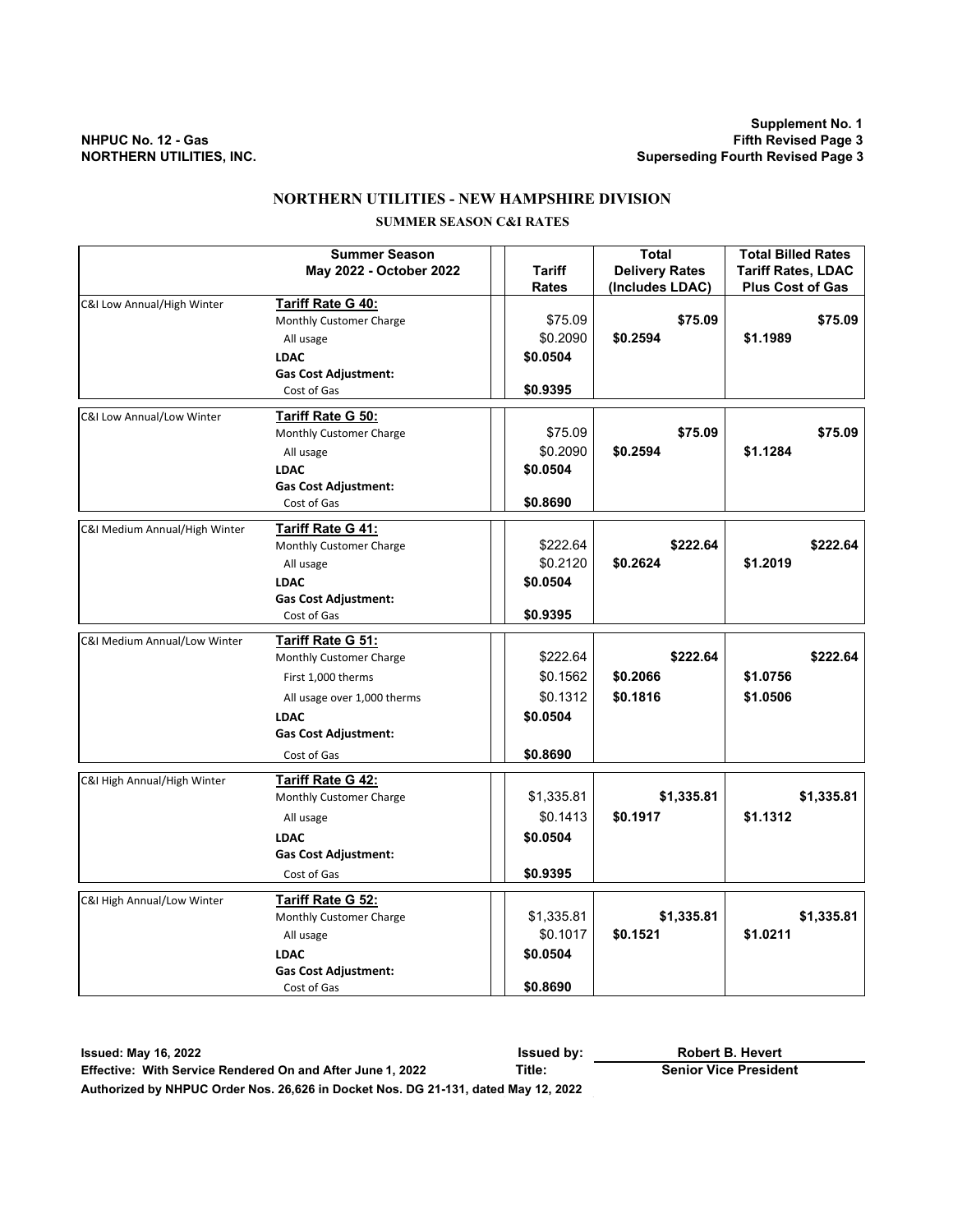Supplement No. 1
NHPUC No. 12 - Gas — Fifth Revised Page 3
NORTHERN UTILITIES, INC. — Superseding Fourth Revised Page 3

# NORTHERN UTILITIES - NEW HAMPSHIRE DIVISION

## SUMMER SEASON C&I RATES

| | Summer Season May 2022 - October 2022 | Tariff Rates | Total Delivery Rates (Includes LDAC) | Total Billed Rates Tariff Rates, LDAC Plus Cost of Gas |
|---|---|---|---|---|
| C&I Low Annual/High Winter | **Tariff Rate G 40:** | | | |
| | Monthly Customer Charge | $75.09 | **$75.09** | **$75.09** |
| | All usage | $0.2090 | **$0.2594** | **$1.1989** |
| | **LDAC** | **$0.0504** | | |
| | **Gas Cost Adjustment:** | | | |
| | Cost of Gas | **$0.9395** | | |
| C&I Low Annual/Low Winter | **Tariff Rate G 50:** | | | |
| | Monthly Customer Charge | $75.09 | **$75.09** | **$75.09** |
| | All usage | $0.2090 | **$0.2594** | **$1.1284** |
| | **LDAC** | **$0.0504** | | |
| | **Gas Cost Adjustment:** | | | |
| | Cost of Gas | **$0.8690** | | |
| C&I Medium Annual/High Winter | **Tariff Rate G 41:** | | | |
| | Monthly Customer Charge | $222.64 | **$222.64** | **$222.64** |
| | All usage | $0.2120 | **$0.2624** | **$1.2019** |
| | **LDAC** | **$0.0504** | | |
| | **Gas Cost Adjustment:** | | | |
| | Cost of Gas | **$0.9395** | | |
| C&I Medium Annual/Low Winter | **Tariff Rate G 51:** | | | |
| | Monthly Customer Charge | $222.64 | **$222.64** | **$222.64** |
| | First 1,000 therms | $0.1562 | **$0.2066** | **$1.0756** |
| | All usage over 1,000 therms | $0.1312 | **$0.1816** | **$1.0506** |
| | **LDAC** | **$0.0504** | | |
| | **Gas Cost Adjustment:** | | | |
| | Cost of Gas | **$0.8690** | | |
| C&I High Annual/High Winter | **Tariff Rate G 42:** | | | |
| | Monthly Customer Charge | $1,335.81 | **$1,335.81** | **$1,335.81** |
| | All usage | $0.1413 | **$0.1917** | **$1.1312** |
| | **LDAC** | **$0.0504** | | |
| | **Gas Cost Adjustment:** | | | |
| | Cost of Gas | **$0.9395** | | |
| C&I High Annual/Low Winter | **Tariff Rate G 52:** | | | |
| | Monthly Customer Charge | $1,335.81 | **$1,335.81** | **$1,335.81** |
| | All usage | $0.1017 | **$0.1521** | **$1.0211** |
| | **LDAC** | **$0.0504** | | |
| | **Gas Cost Adjustment:** | | | |
| | Cost of Gas | **$0.8690** | | |

**Issued: May 16, 2022** — **Issued by:** **Robert B. Hevert**
**Effective: With Service Rendered On and After June 1, 2022** — **Title:** **Senior Vice President**
**Authorized by NHPUC Order Nos. 26,626 in Docket Nos. DG 21-131, dated May 12, 2022**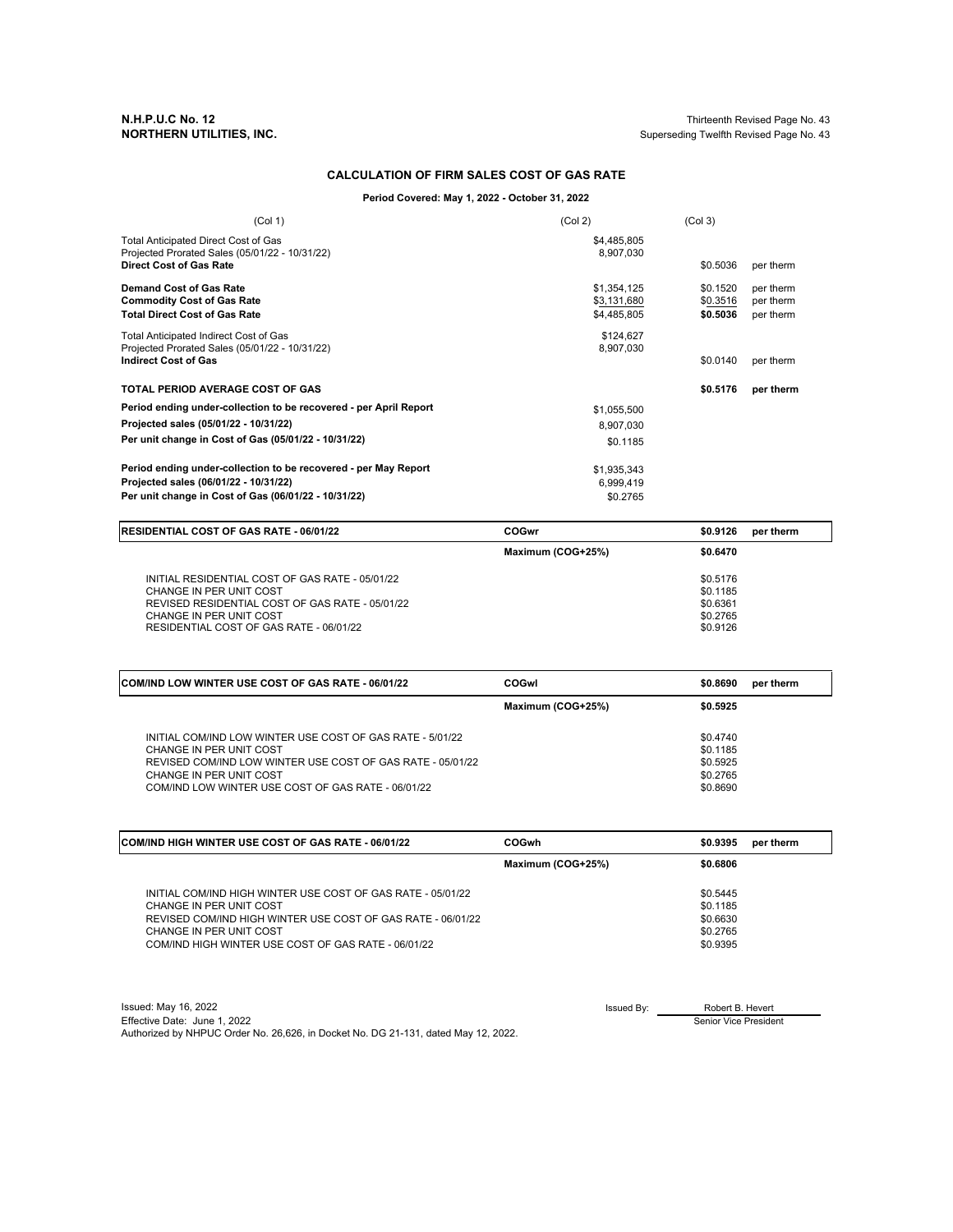**N.H.P.U.C No. 12**
**NORTHERN UTILITIES, INC.**

Thirteenth Revised Page No. 43
Superseding Twelfth Revised Page No. 43

## CALCULATION OF FIRM SALES COST OF GAS RATE

**Period Covered: May 1, 2022 - October 31, 2022**

| (Col 1) | (Col 2) | (Col 3) | |
|---|---|---|---|
| Total Anticipated Direct Cost of Gas | $4,485,805 | | |
| Projected Prorated Sales (05/01/22 - 10/31/22) | 8,907,030 | | |
| **Direct Cost of Gas Rate** | | $0.5036 | per therm |
| **Demand Cost of Gas Rate** | $1,354,125 | $0.1520 | per therm |
| **Commodity Cost of Gas Rate** | $3,131,680 | $0.3516 | per therm |
| **Total Direct Cost of Gas Rate** | $4,485,805 | **$0.5036** | per therm |
| Total Anticipated Indirect Cost of Gas | $124,627 | | |
| Projected Prorated Sales (05/01/22 - 10/31/22) | 8,907,030 | | |
| **Indirect Cost of Gas** | | $0.0140 | per therm |
| **TOTAL PERIOD AVERAGE COST OF GAS** | | **$0.5176** | **per therm** |
| **Period ending under-collection to be recovered - per April Report** | $1,055,500 | | |
| **Projected sales (05/01/22 - 10/31/22)** | 8,907,030 | | |
| **Per unit change in Cost of Gas (05/01/22 - 10/31/22)** | $0.1185 | | |
| **Period ending under-collection to be recovered - per May Report** | $1,935,343 | | |
| **Projected sales (06/01/22 - 10/31/22)** | 6,999,419 | | |
| **Per unit change in Cost of Gas (06/01/22 - 10/31/22)** | $0.2765 | | |

| **RESIDENTIAL COST OF GAS RATE - 06/01/22** | **COGwr** | **$0.9126** | **per therm** |
|---|---|---|---|
| | **Maximum (COG+25%)** | **$0.6470** | |
| INITIAL RESIDENTIAL COST OF GAS RATE - 05/01/22 | | $0.5176 | |
| CHANGE IN PER UNIT COST | | $0.1185 | |
| REVISED RESIDENTIAL COST OF GAS RATE - 05/01/22 | | $0.6361 | |
| CHANGE IN PER UNIT COST | | $0.2765 | |
| RESIDENTIAL COST OF GAS RATE - 06/01/22 | | $0.9126 | |

| **COM/IND LOW WINTER USE COST OF GAS RATE - 06/01/22** | **COGwl** | **$0.8690** | **per therm** |
|---|---|---|---|
| | **Maximum (COG+25%)** | **$0.5925** | |
| INITIAL COM/IND LOW WINTER USE COST OF GAS RATE - 5/01/22 | | $0.4740 | |
| CHANGE IN PER UNIT COST | | $0.1185 | |
| REVISED COM/IND LOW WINTER USE COST OF GAS RATE - 05/01/22 | | $0.5925 | |
| CHANGE IN PER UNIT COST | | $0.2765 | |
| COM/IND LOW WINTER USE COST OF GAS RATE - 06/01/22 | | $0.8690 | |

| **COM/IND HIGH WINTER USE COST OF GAS RATE - 06/01/22** | **COGwh** | **$0.9395** | **per therm** |
|---|---|---|---|
| | **Maximum (COG+25%)** | **$0.6806** | |
| INITIAL COM/IND HIGH WINTER USE COST OF GAS RATE - 05/01/22 | | $0.5445 | |
| CHANGE IN PER UNIT COST | | $0.1185 | |
| REVISED COM/IND HIGH WINTER USE COST OF GAS RATE - 06/01/22 | | $0.6630 | |
| CHANGE IN PER UNIT COST | | $0.2765 | |
| COM/IND HIGH WINTER USE COST OF GAS RATE - 06/01/22 | | $0.9395 | |

Issued: May 16, 2022
Effective Date: June 1, 2022
Authorized by NHPUC Order No. 26,626, in Docket No. DG 21-131, dated May 12, 2022.

Issued By: Robert B. Hevert
Senior Vice President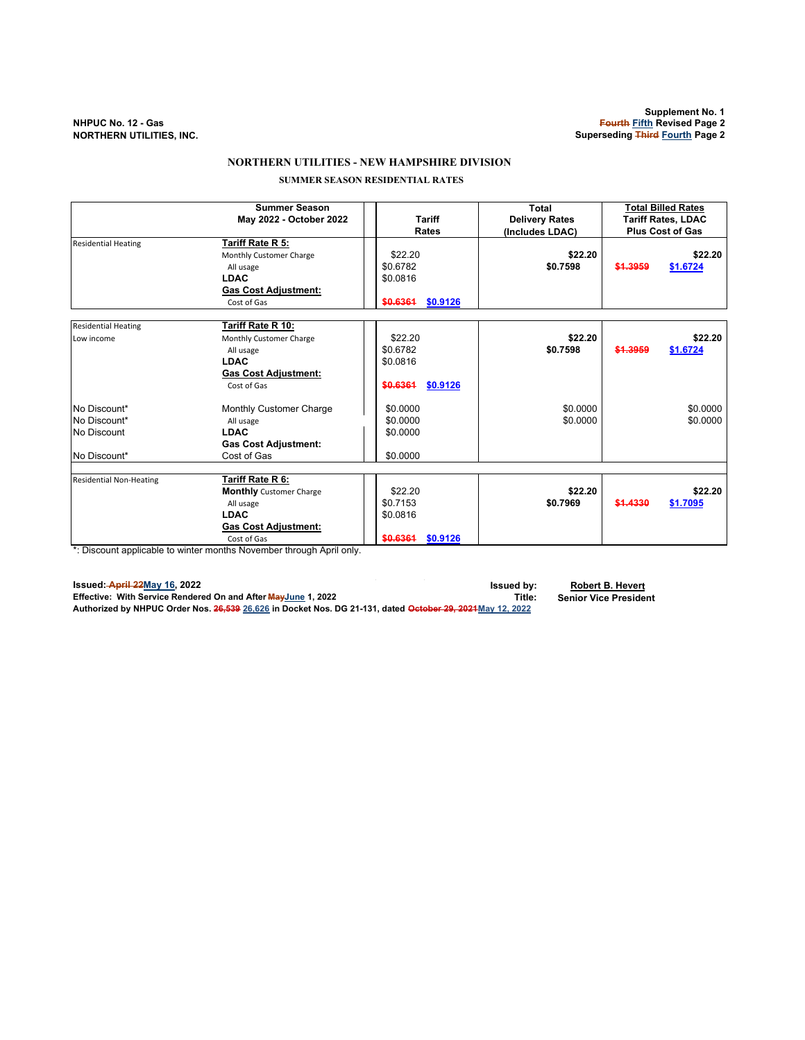NHPUC No. 12 - Gas
NORTHERN UTILITIES, INC.

Supplement No. 1
~~Fourth~~ Fifth Revised Page 2
Superseding ~~Third~~ Fourth Page 2

# NORTHERN UTILITIES - NEW HAMPSHIRE DIVISION

## SUMMER SEASON RESIDENTIAL RATES

| | Summer Season May 2022 - October 2022 | Tariff Rates | Total Delivery Rates (Includes LDAC) | Total Billed Rates Tariff Rates, LDAC Plus Cost of Gas |
|---|---|---|---|---|
| Residential Heating | **Tariff Rate R 5:** | | | |
| | Monthly Customer Charge | $22.20 | **$22.20** | **$22.20** |
| | All usage | $0.6782 | **$0.7598** | ~~$1.3959~~ $1.6724 |
| | **LDAC** | $0.0816 | | |
| | **Gas Cost Adjustment:** | | | |
| | Cost of Gas | ~~$0.6361~~ $0.9126 | | |
| Residential Heating | **Tariff Rate R 10:** | | | |
| Low income | Monthly Customer Charge | $22.20 | **$22.20** | **$22.20** |
| | All usage | $0.6782 | **$0.7598** | ~~$1.3959~~ $1.6724 |
| | **LDAC** | $0.0816 | | |
| | **Gas Cost Adjustment:** | | | |
| | Cost of Gas | ~~$0.6361~~ $0.9126 | | |
| No Discount* | Monthly Customer Charge | $0.0000 | $0.0000 | $0.0000 |
| No Discount* | All usage | $0.0000 | $0.0000 | $0.0000 |
| No Discount | **LDAC** | $0.0000 | | |
| | **Gas Cost Adjustment:** | | | |
| No Discount* | Cost of Gas | $0.0000 | | |
| Residential Non-Heating | **Tariff Rate R 6:** | | | |
| | **Monthly** Customer Charge | $22.20 | **$22.20** | **$22.20** |
| | All usage | $0.7153 | **$0.7969** | ~~$1.4330~~ $1.7095 |
| | **LDAC** | $0.0816 | | |
| | **Gas Cost Adjustment:** | | | |
| | Cost of Gas | ~~$0.6361~~ $0.9126 | | |

*: Discount applicable to winter months November through April only.

**Issued:** ~~April 22~~ May 16, 2022
**Effective: With Service Rendered On and After** ~~May~~ **June 1, 2022**
**Authorized by NHPUC Order Nos.** ~~26,539~~ **26,626 in Docket Nos. DG 21-131, dated** ~~October 29, 2021~~ **May 12, 2022**

**Issued by:** Robert B. Hevert
**Title:** Senior Vice President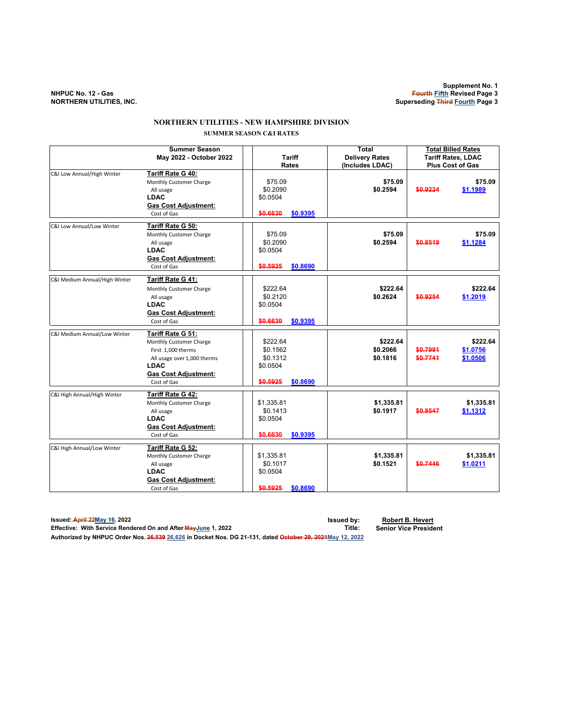NHPUC No. 12 - Gas
NORTHERN UTILITIES, INC.

Supplement No. 1
~~Fourth~~ Fifth Revised Page 3
Superseding ~~Third~~ Fourth Page 3

## NORTHERN UTILITIES - NEW HAMPSHIRE DIVISION

### SUMMER SEASON C&I RATES

| | Summer Season May 2022 - October 2022 | Tariff Rates | | Total Delivery Rates (Includes LDAC) | Total Billed Rates Tariff Rates, LDAC Plus Cost of Gas | |
|---|---|---|---|---|---|---|
| C&I Low Annual/High Winter | **Tariff Rate G 40:** | | | | | |
| | Monthly Customer Charge | $75.09 | | **$75.09** | | **$75.09** |
| | All usage | $0.2090 | | **$0.2594** | ~~$0.9224~~ | $1.1989 |
| | **LDAC** | $0.0504 | | | | |
| | **Gas Cost Adjustment:** | | | | | |
| | Cost of Gas | ~~$0.6630~~ | $0.9395 | | | |
| C&I Low Annual/Low Winter | **Tariff Rate G 50:** | | | | | |
| | Monthly Customer Charge | $75.09 | | **$75.09** | | **$75.09** |
| | All usage | $0.2090 | | **$0.2594** | ~~$0.8519~~ | $1.1284 |
| | **LDAC** | $0.0504 | | | | |
| | **Gas Cost Adjustment:** | | | | | |
| | Cost of Gas | ~~$0.5925~~ | $0.8690 | | | |
| C&I Medium Annual/High Winter | **Tariff Rate G 41:** | | | | | |
| | Monthly Customer Charge | $222.64 | | **$222.64** | | **$222.64** |
| | All usage | $0.2120 | | **$0.2624** | ~~$0.9254~~ | $1.2019 |
| | **LDAC** | $0.0504 | | | | |
| | **Gas Cost Adjustment:** | | | | | |
| | Cost of Gas | ~~$0.6630~~ | $0.9395 | | | |
| C&I Medium Annual/Low Winter | **Tariff Rate G 51:** | | | | | |
| | Monthly Customer Charge | $222.64 | | **$222.64** | | **$222.64** |
| | First 1,000 therms | $0.1562 | | **$0.2066** | ~~$0.7991~~ | $1.0756 |
| | All usage over 1,000 therms | $0.1312 | | **$0.1816** | ~~$0.7741~~ | $1.0506 |
| | **LDAC** | $0.0504 | | | | |
| | **Gas Cost Adjustment:** | | | | | |
| | Cost of Gas | ~~$0.5925~~ | $0.8690 | | | |
| C&I High Annual/High Winter | **Tariff Rate G 42:** | | | | | |
| | Monthly Customer Charge | $1,335.81 | | **$1,335.81** | | **$1,335.81** |
| | All usage | $0.1413 | | **$0.1917** | ~~$0.8547~~ | $1.1312 |
| | **LDAC** | $0.0504 | | | | |
| | **Gas Cost Adjustment:** | | | | | |
| | Cost of Gas | ~~$0.6630~~ | $0.9395 | | | |
| C&I High Annual/Low Winter | **Tariff Rate G 52:** | | | | | |
| | Monthly Customer Charge | $1,335.81 | | **$1,335.81** | | **$1,335.81** |
| | All usage | $0.1017 | | **$0.1521** | ~~$0.7446~~ | $1.0211 |
| | **LDAC** | $0.0504 | | | | |
| | **Gas Cost Adjustment:** | | | | | |
| | Cost of Gas | ~~$0.5925~~ | $0.8690 | | | |

**Issued: ~~April 22~~May 16, 2022**
**Effective: With Service Rendered On and After ~~May~~June 1, 2022**
**Authorized by NHPUC Order Nos. ~~26,539~~ 26,626 in Docket Nos. DG 21-131, dated ~~October 29, 2021~~May 12, 2022**

**Issued by:** **Robert B. Hevert**
**Title:** **Senior Vice President**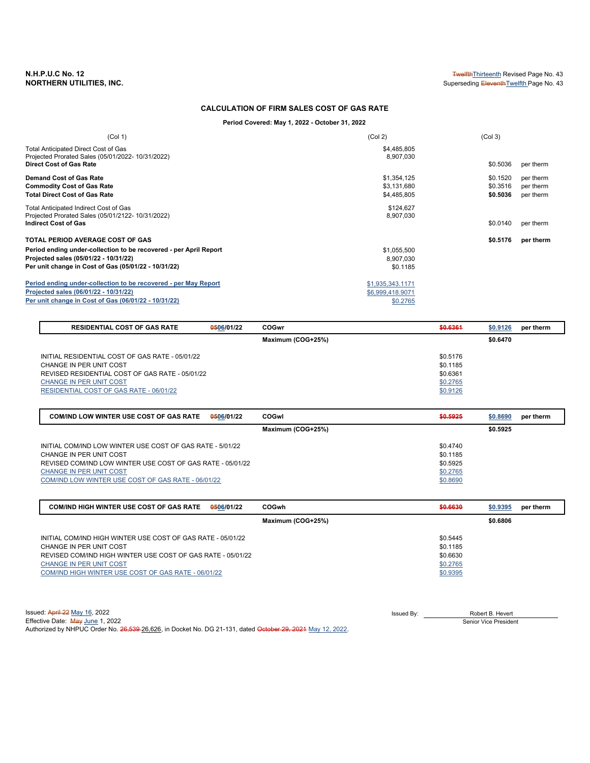**N.H.P.U.C No. 12**
**NORTHERN UTILITIES, INC.**

~~Twelfth~~Thirteenth Revised Page No. 43
Superseding ~~Eleventh~~Twelfth Page No. 43

## CALCULATION OF FIRM SALES COST OF GAS RATE

**Period Covered: May 1, 2022 - October 31, 2022**

| (Col 1) | (Col 2) | (Col 3) | |
|---|---|---|---|
| Total Anticipated Direct Cost of Gas | $4,485,805 | | |
| Projected Prorated Sales (05/01/2022- 10/31/2022) | 8,907,030 | | |
| **Direct Cost of Gas Rate** | | $0.5036 | per therm |
| **Demand Cost of Gas Rate** | $1,354,125 | $0.1520 | per therm |
| **Commodity Cost of Gas Rate** | $3,131,680 | $0.3516 | per therm |
| **Total Direct Cost of Gas Rate** | $4,485,805 | **$0.5036** | per therm |
| Total Anticipated Indirect Cost of Gas | $124,627 | | |
| Projected Prorated Sales (05/01/2122- 10/31/2022) | 8,907,030 | | |
| **Indirect Cost of Gas** | | $0.0140 | per therm |
| **TOTAL PERIOD AVERAGE COST OF GAS** | | **$0.5176** | **per therm** |
| **Period ending under-collection to be recovered - per April Report** | $1,055,500 | | |
| **Projected sales (05/01/22 - 10/31/22)** | 8,907,030 | | |
| **Per unit change in Cost of Gas (05/01/22 - 10/31/22)** | $0.1185 | | |
| **Period ending under-collection to be recovered - per May Report** | $1,935,343.1171 | | |
| **Projected sales (06/01/22 - 10/31/22)** | $6,999,418.9071 | | |
| **Per unit change in Cost of Gas (06/01/22 - 10/31/22)** | $0.2765 | | |

| **RESIDENTIAL COST OF GAS RATE** | **~~05~~06/01/22** | **COGwr** | ~~$0.6361~~ | **$0.9126** | **per therm** |
|---|---|---|---|---|---|
| | | **Maximum (COG+25%)** | | **$0.6470** | |

| | |
|---|---|
| INITIAL RESIDENTIAL COST OF GAS RATE - 05/01/22 | $0.5176 |
| CHANGE IN PER UNIT COST | $0.1185 |
| REVISED RESIDENTIAL COST OF GAS RATE - 05/01/22 | $0.6361 |
| CHANGE IN PER UNIT COST | $0.2765 |
| RESIDENTIAL COST OF GAS RATE - 06/01/22 | $0.9126 |

| **COM/IND LOW WINTER USE COST OF GAS RATE** | **~~05~~06/01/22** | **COGwl** | ~~$0.5925~~ | **$0.8690** | **per therm** |
|---|---|---|---|---|---|
| | | **Maximum (COG+25%)** | | **$0.5925** | |

| | |
|---|---|
| INITIAL COM/IND LOW WINTER USE COST OF GAS RATE - 5/01/22 | $0.4740 |
| CHANGE IN PER UNIT COST | $0.1185 |
| REVISED COM/IND LOW WINTER USE COST OF GAS RATE - 05/01/22 | $0.5925 |
| CHANGE IN PER UNIT COST | $0.2765 |
| COM/IND LOW WINTER USE COST OF GAS RATE - 06/01/22 | $0.8690 |

| **COM/IND HIGH WINTER USE COST OF GAS RATE** | **~~05~~06/01/22** | **COGwh** | ~~$0.6630~~ | **$0.9395** | **per therm** |
|---|---|---|---|---|---|
| | | **Maximum (COG+25%)** | | **$0.6806** | |

| | |
|---|---|
| INITIAL COM/IND HIGH WINTER USE COST OF GAS RATE - 05/01/22 | $0.5445 |
| CHANGE IN PER UNIT COST | $0.1185 |
| REVISED COM/IND HIGH WINTER USE COST OF GAS RATE - 05/01/22 | $0.6630 |
| CHANGE IN PER UNIT COST | $0.2765 |
| COM/IND HIGH WINTER USE COST OF GAS RATE - 06/01/22 | $0.9395 |

Issued: ~~April 22~~ May 16, 2022
Effective Date: ~~May~~ June 1, 2022
Authorized by NHPUC Order No. ~~26,539~~ 26,626, in Docket No. DG 21-131, dated ~~October 29, 2021~~ May 12, 2022.

Issued By: Robert B. Hevert
Senior Vice President